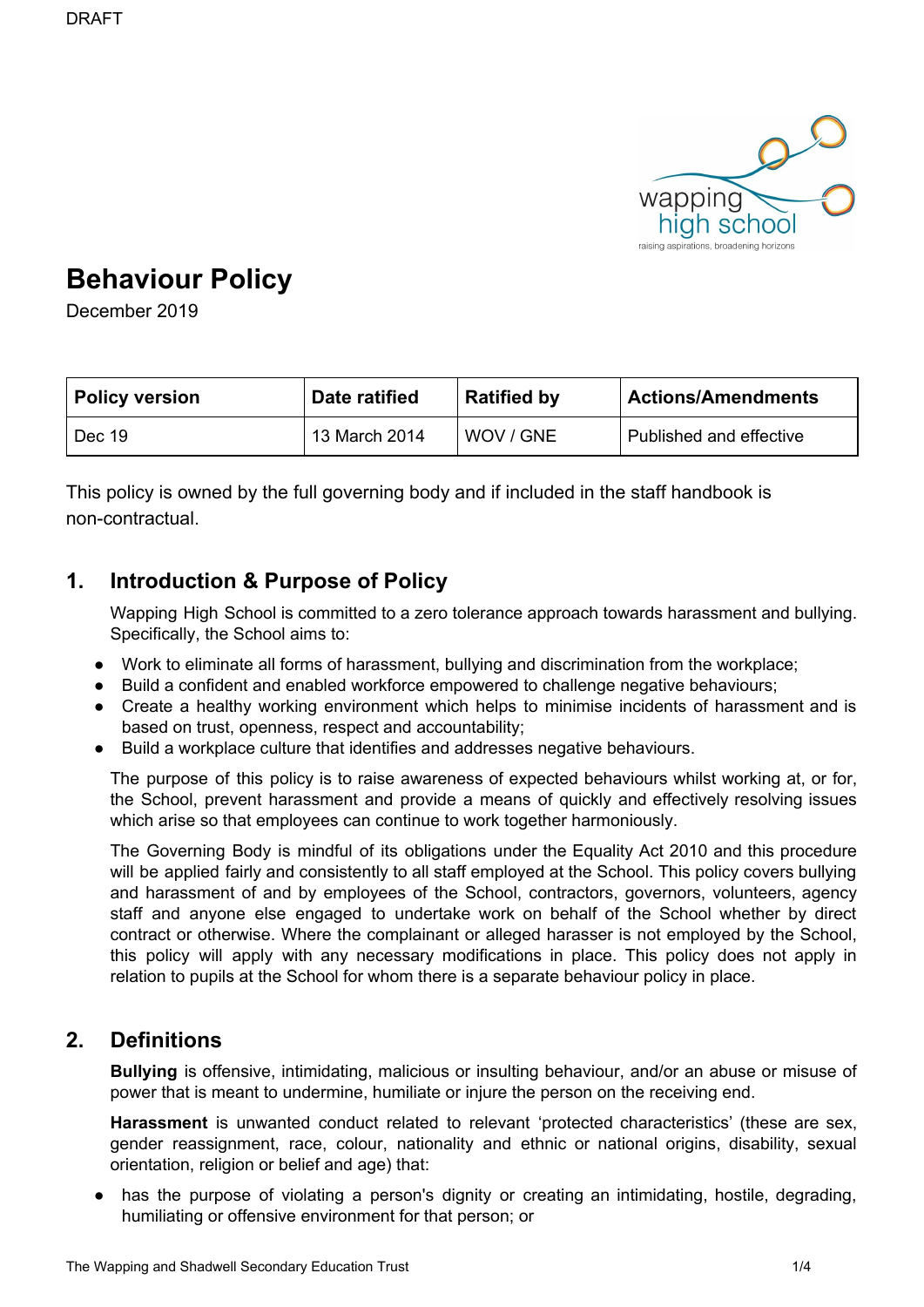DRAFT

# Behaviour Policy

December 2019

| Policy version | Date ratified | Ratified by | Actions/Amendments |
|---|---|---|---|
| Dec 19 | 13 March 2014 | WOV / GNE | Published and effective |

This policy is owned by the full governing body and if included in the staff handbook is non-contractual.

## 1. Introduction & Purpose of Policy

Wapping High School is committed to a zero tolerance approach towards harassment and bullying. Specifically, the School aims to:

- Work to eliminate all forms of harassment, bullying and discrimination from the workplace;
- Build a confident and enabled workforce empowered to challenge negative behaviours;
- Create a healthy working environment which helps to minimise incidents of harassment and is based on trust, openness, respect and accountability;
- Build a workplace culture that identifies and addresses negative behaviours.

The purpose of this policy is to raise awareness of expected behaviours whilst working at, or for, the School, prevent harassment and provide a means of quickly and effectively resolving issues which arise so that employees can continue to work together harmoniously.

The Governing Body is mindful of its obligations under the Equality Act 2010 and this procedure will be applied fairly and consistently to all staff employed at the School. This policy covers bullying and harassment of and by employees of the School, contractors, governors, volunteers, agency staff and anyone else engaged to undertake work on behalf of the School whether by direct contract or otherwise. Where the complainant or alleged harasser is not employed by the School, this policy will apply with any necessary modifications in place. This policy does not apply in relation to pupils at the School for whom there is a separate behaviour policy in place.

## 2. Definitions

**Bullying** is offensive, intimidating, malicious or insulting behaviour, and/or an abuse or misuse of power that is meant to undermine, humiliate or injure the person on the receiving end.

**Harassment** is unwanted conduct related to relevant 'protected characteristics' (these are sex, gender reassignment, race, colour, nationality and ethnic or national origins, disability, sexual orientation, religion or belief and age) that:

- has the purpose of violating a person's dignity or creating an intimidating, hostile, degrading, humiliating or offensive environment for that person; or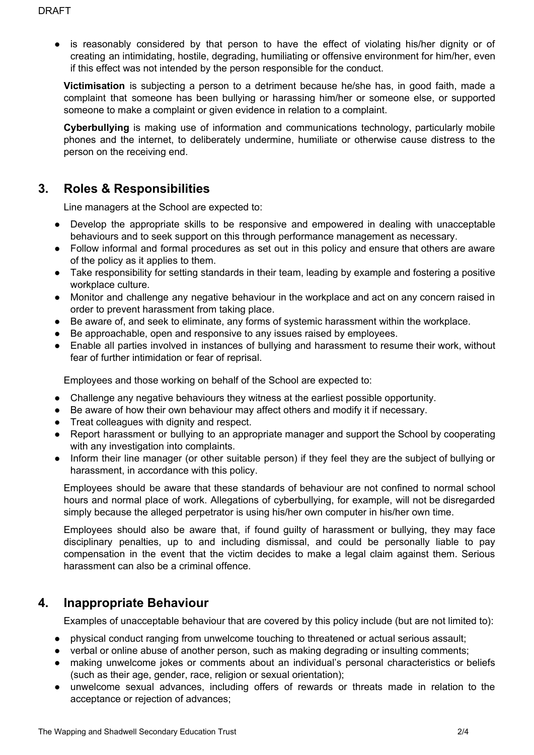- is reasonably considered by that person to have the effect of violating his/her dignity or of creating an intimidating, hostile, degrading, humiliating or offensive environment for him/her, even if this effect was not intended by the person responsible for the conduct.

**Victimisation** is subjecting a person to a detriment because he/she has, in good faith, made a complaint that someone has been bullying or harassing him/her or someone else, or supported someone to make a complaint or given evidence in relation to a complaint.

**Cyberbullying** is making use of information and communications technology, particularly mobile phones and the internet, to deliberately undermine, humiliate or otherwise cause distress to the person on the receiving end.

## 3. Roles & Responsibilities

Line managers at the School are expected to:

- Develop the appropriate skills to be responsive and empowered in dealing with unacceptable behaviours and to seek support on this through performance management as necessary.
- Follow informal and formal procedures as set out in this policy and ensure that others are aware of the policy as it applies to them.
- Take responsibility for setting standards in their team, leading by example and fostering a positive workplace culture.
- Monitor and challenge any negative behaviour in the workplace and act on any concern raised in order to prevent harassment from taking place.
- Be aware of, and seek to eliminate, any forms of systemic harassment within the workplace.
- Be approachable, open and responsive to any issues raised by employees.
- Enable all parties involved in instances of bullying and harassment to resume their work, without fear of further intimidation or fear of reprisal.

Employees and those working on behalf of the School are expected to:

- Challenge any negative behaviours they witness at the earliest possible opportunity.
- Be aware of how their own behaviour may affect others and modify it if necessary.
- Treat colleagues with dignity and respect.
- Report harassment or bullying to an appropriate manager and support the School by cooperating with any investigation into complaints.
- Inform their line manager (or other suitable person) if they feel they are the subject of bullying or harassment, in accordance with this policy.

Employees should be aware that these standards of behaviour are not confined to normal school hours and normal place of work. Allegations of cyberbullying, for example, will not be disregarded simply because the alleged perpetrator is using his/her own computer in his/her own time.

Employees should also be aware that, if found guilty of harassment or bullying, they may face disciplinary penalties, up to and including dismissal, and could be personally liable to pay compensation in the event that the victim decides to make a legal claim against them. Serious harassment can also be a criminal offence.

## 4. Inappropriate Behaviour

Examples of unacceptable behaviour that are covered by this policy include (but are not limited to):

- physical conduct ranging from unwelcome touching to threatened or actual serious assault;
- verbal or online abuse of another person, such as making degrading or insulting comments;
- making unwelcome jokes or comments about an individual's personal characteristics or beliefs (such as their age, gender, race, religion or sexual orientation);
- unwelcome sexual advances, including offers of rewards or threats made in relation to the acceptance or rejection of advances;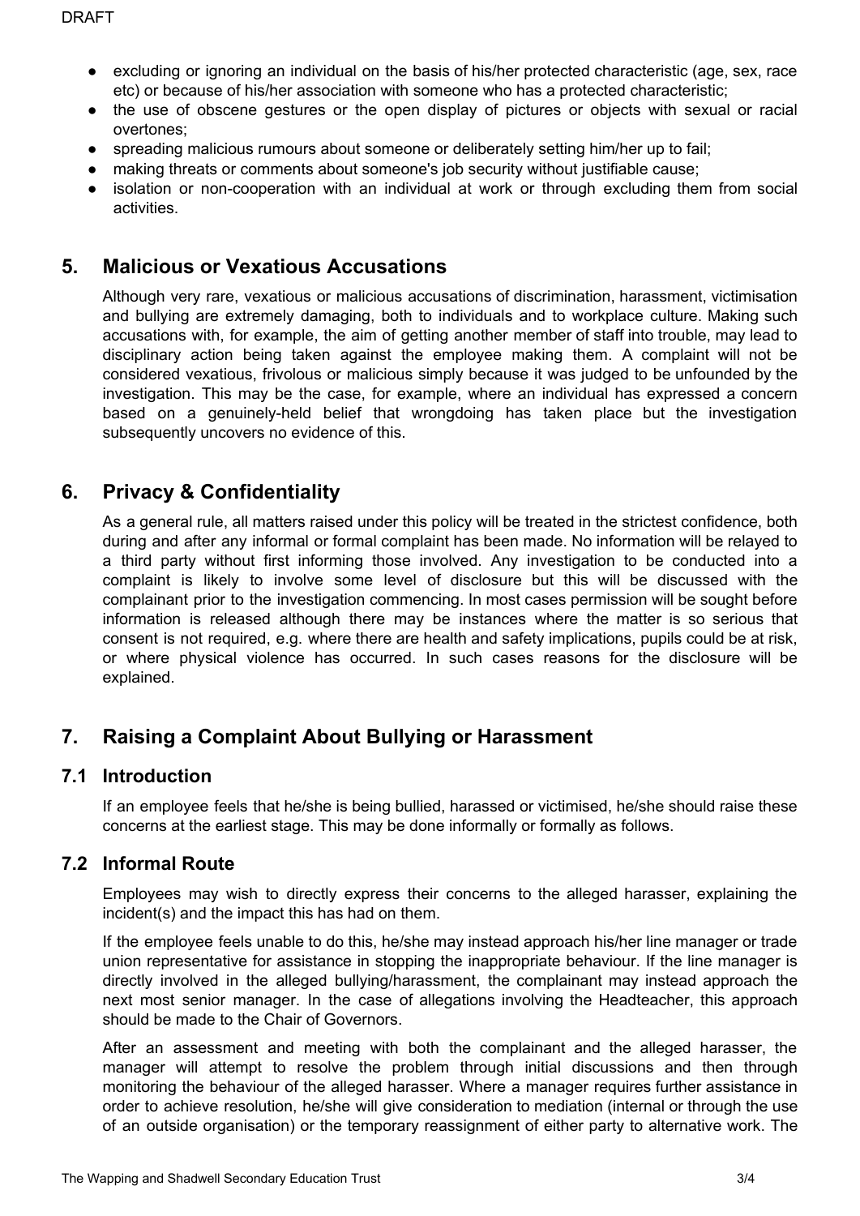- excluding or ignoring an individual on the basis of his/her protected characteristic (age, sex, race etc) or because of his/her association with someone who has a protected characteristic;
- the use of obscene gestures or the open display of pictures or objects with sexual or racial overtones;
- spreading malicious rumours about someone or deliberately setting him/her up to fail;
- making threats or comments about someone's job security without justifiable cause;
- isolation or non-cooperation with an individual at work or through excluding them from social activities.

## 5. Malicious or Vexatious Accusations

Although very rare, vexatious or malicious accusations of discrimination, harassment, victimisation and bullying are extremely damaging, both to individuals and to workplace culture. Making such accusations with, for example, the aim of getting another member of staff into trouble, may lead to disciplinary action being taken against the employee making them. A complaint will not be considered vexatious, frivolous or malicious simply because it was judged to be unfounded by the investigation. This may be the case, for example, where an individual has expressed a concern based on a genuinely-held belief that wrongdoing has taken place but the investigation subsequently uncovers no evidence of this.

## 6. Privacy & Confidentiality

As a general rule, all matters raised under this policy will be treated in the strictest confidence, both during and after any informal or formal complaint has been made. No information will be relayed to a third party without first informing those involved. Any investigation to be conducted into a complaint is likely to involve some level of disclosure but this will be discussed with the complainant prior to the investigation commencing. In most cases permission will be sought before information is released although there may be instances where the matter is so serious that consent is not required, e.g. where there are health and safety implications, pupils could be at risk, or where physical violence has occurred. In such cases reasons for the disclosure will be explained.

## 7. Raising a Complaint About Bullying or Harassment

### 7.1 Introduction

If an employee feels that he/she is being bullied, harassed or victimised, he/she should raise these concerns at the earliest stage. This may be done informally or formally as follows.

### 7.2 Informal Route

Employees may wish to directly express their concerns to the alleged harasser, explaining the incident(s) and the impact this has had on them.

If the employee feels unable to do this, he/she may instead approach his/her line manager or trade union representative for assistance in stopping the inappropriate behaviour. If the line manager is directly involved in the alleged bullying/harassment, the complainant may instead approach the next most senior manager. In the case of allegations involving the Headteacher, this approach should be made to the Chair of Governors.

After an assessment and meeting with both the complainant and the alleged harasser, the manager will attempt to resolve the problem through initial discussions and then through monitoring the behaviour of the alleged harasser. Where a manager requires further assistance in order to achieve resolution, he/she will give consideration to mediation (internal or through the use of an outside organisation) or the temporary reassignment of either party to alternative work. The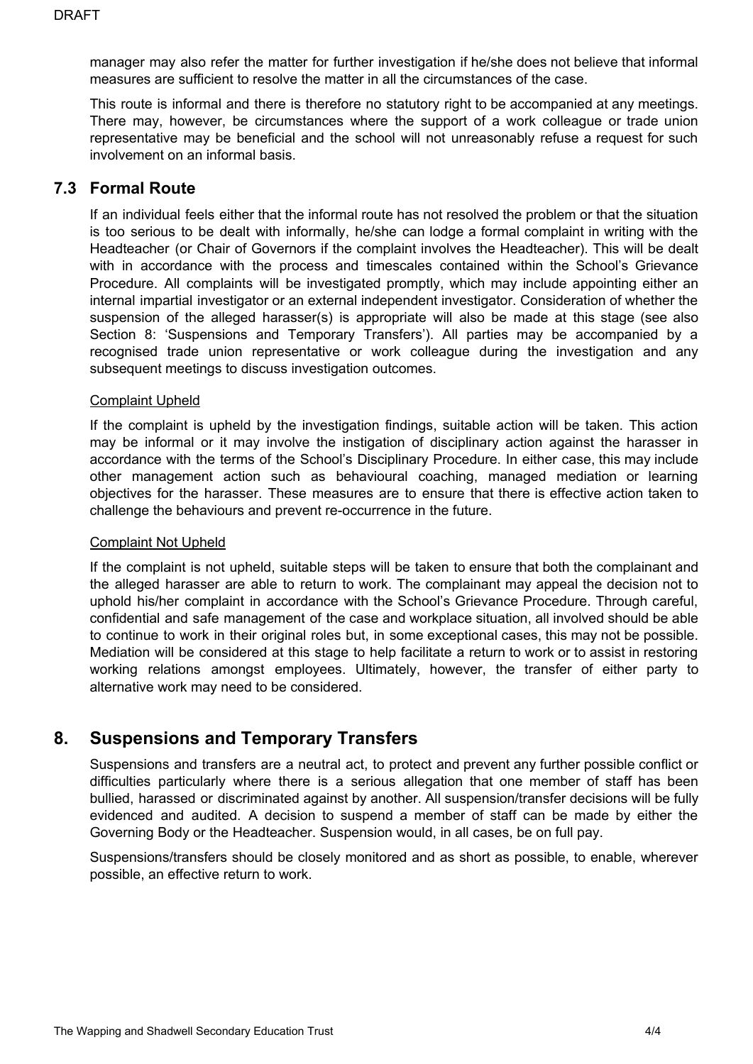manager may also refer the matter for further investigation if he/she does not believe that informal measures are sufficient to resolve the matter in all the circumstances of the case.

This route is informal and there is therefore no statutory right to be accompanied at any meetings. There may, however, be circumstances where the support of a work colleague or trade union representative may be beneficial and the school will not unreasonably refuse a request for such involvement on an informal basis.

### 7.3 Formal Route

If an individual feels either that the informal route has not resolved the problem or that the situation is too serious to be dealt with informally, he/she can lodge a formal complaint in writing with the Headteacher (or Chair of Governors if the complaint involves the Headteacher). This will be dealt with in accordance with the process and timescales contained within the School's Grievance Procedure. All complaints will be investigated promptly, which may include appointing either an internal impartial investigator or an external independent investigator. Consideration of whether the suspension of the alleged harasser(s) is appropriate will also be made at this stage (see also Section 8: 'Suspensions and Temporary Transfers'). All parties may be accompanied by a recognised trade union representative or work colleague during the investigation and any subsequent meetings to discuss investigation outcomes.

Complaint Upheld

If the complaint is upheld by the investigation findings, suitable action will be taken. This action may be informal or it may involve the instigation of disciplinary action against the harasser in accordance with the terms of the School's Disciplinary Procedure. In either case, this may include other management action such as behavioural coaching, managed mediation or learning objectives for the harasser. These measures are to ensure that there is effective action taken to challenge the behaviours and prevent re-occurrence in the future.

Complaint Not Upheld

If the complaint is not upheld, suitable steps will be taken to ensure that both the complainant and the alleged harasser are able to return to work. The complainant may appeal the decision not to uphold his/her complaint in accordance with the School's Grievance Procedure. Through careful, confidential and safe management of the case and workplace situation, all involved should be able to continue to work in their original roles but, in some exceptional cases, this may not be possible. Mediation will be considered at this stage to help facilitate a return to work or to assist in restoring working relations amongst employees. Ultimately, however, the transfer of either party to alternative work may need to be considered.

## 8. Suspensions and Temporary Transfers

Suspensions and transfers are a neutral act, to protect and prevent any further possible conflict or difficulties particularly where there is a serious allegation that one member of staff has been bullied, harassed or discriminated against by another. All suspension/transfer decisions will be fully evidenced and audited. A decision to suspend a member of staff can be made by either the Governing Body or the Headteacher. Suspension would, in all cases, be on full pay.

Suspensions/transfers should be closely monitored and as short as possible, to enable, wherever possible, an effective return to work.